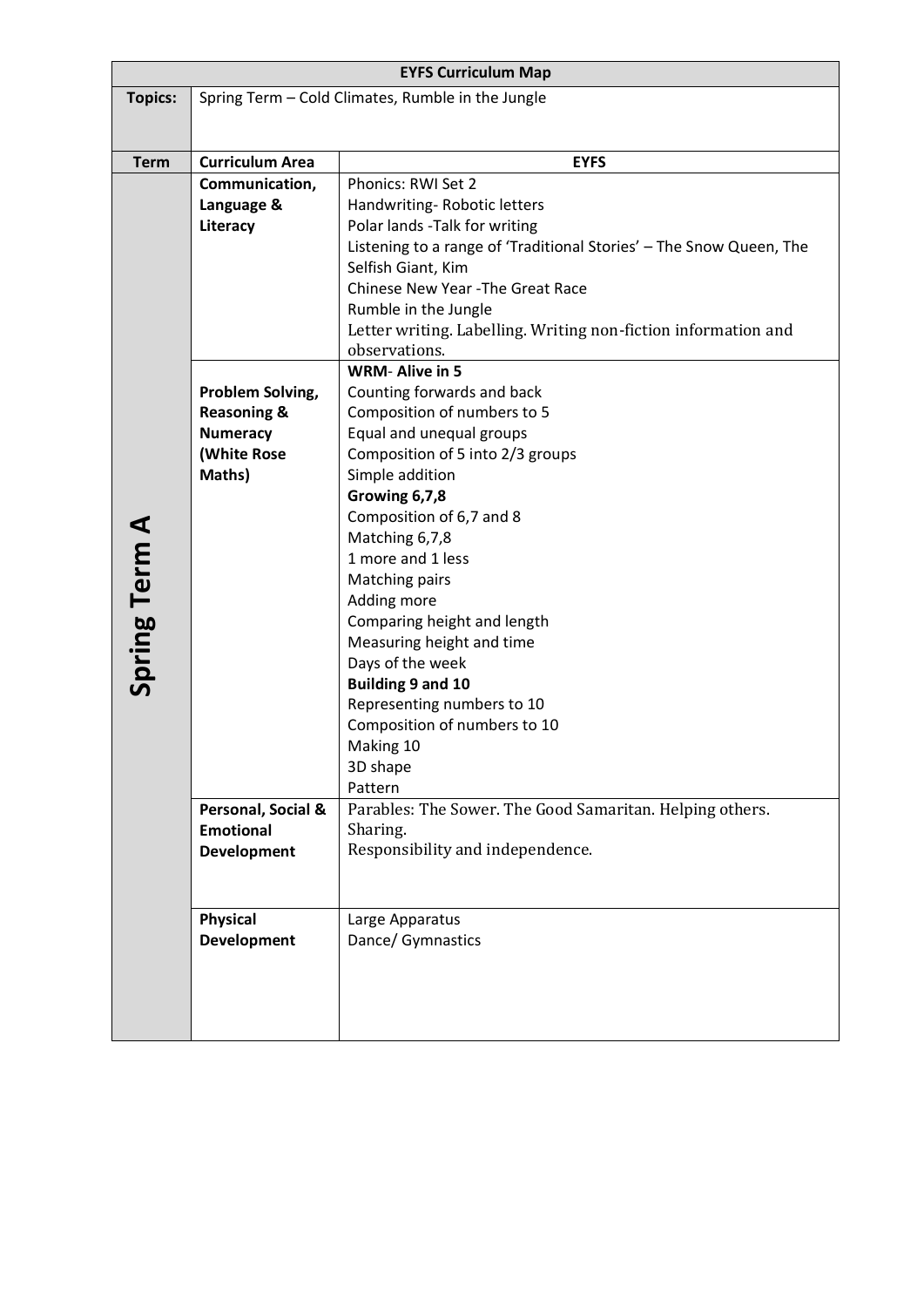| EYFS Curriculum Map | | |
|---|---|---|
| **Topics:** | Spring Term – Cold Climates, Rumble in the Jungle | |
| **Term** | **Curriculum Area** | **EYFS** |
| **Spring Term A** | **Communication, Language & Literacy** | Phonics: RWI Set 2<br>Handwriting- Robotic letters<br>Polar lands -Talk for writing<br>Listening to a range of 'Traditional Stories' – The Snow Queen, The Selfish Giant, Kim<br>Chinese New Year -The Great Race<br>Rumble in the Jungle<br>Letter writing. Labelling. Writing non-fiction information and observations. |
| | **Problem Solving, Reasoning & Numeracy (White Rose Maths)** | **WRM- Alive in 5**<br>Counting forwards and back<br>Composition of numbers to 5<br>Equal and unequal groups<br>Composition of 5 into 2/3 groups<br>Simple addition<br>**Growing 6,7,8**<br>Composition of 6,7 and 8<br>Matching 6,7,8<br>1 more and 1 less<br>Matching pairs<br>Adding more<br>Comparing height and length<br>Measuring height and time<br>Days of the week<br>**Building 9 and 10**<br>Representing numbers to 10<br>Composition of numbers to 10<br>Making 10<br>3D shape<br>Pattern |
| | **Personal, Social & Emotional Development** | Parables: The Sower. The Good Samaritan. Helping others.<br>Sharing.<br>Responsibility and independence. |
| | **Physical Development** | Large Apparatus<br>Dance/ Gymnastics |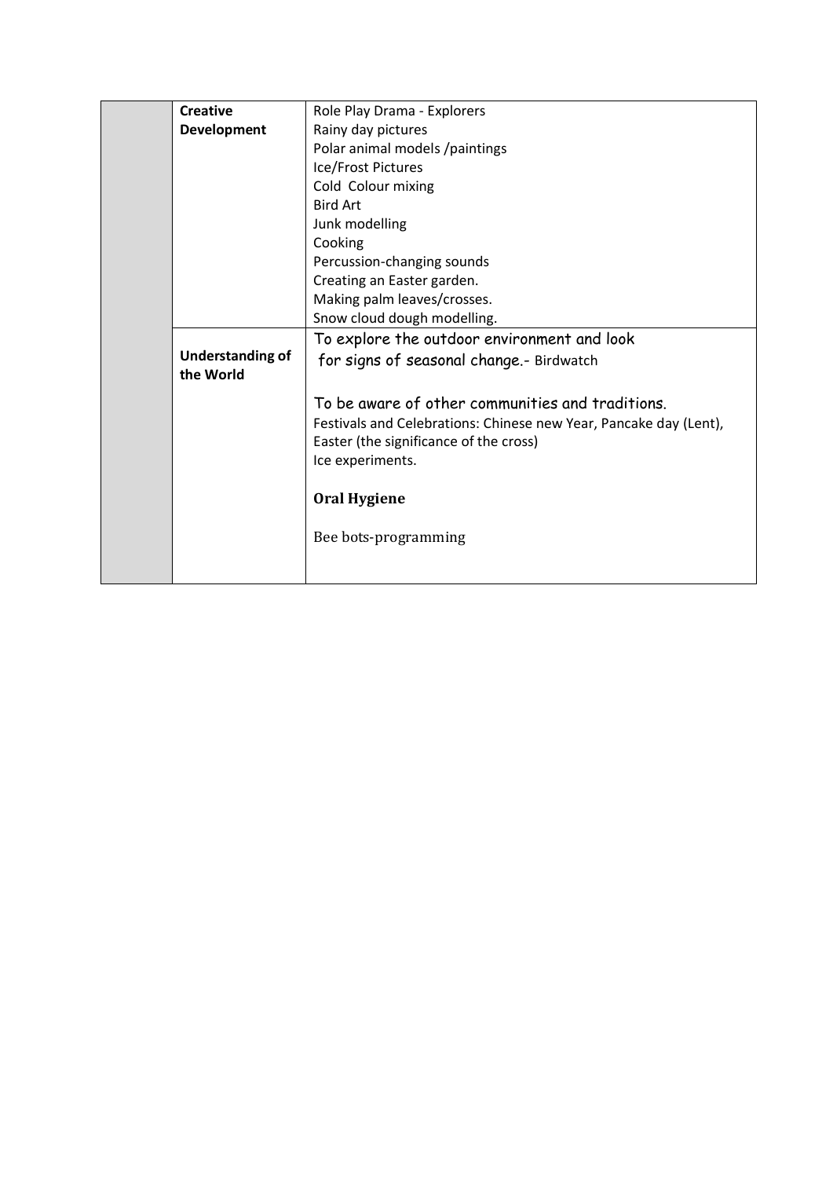| | | |
|---|---|---|
| | **Creative Development** | Role Play Drama - Explorers<br>Rainy day pictures<br>Polar animal models /paintings<br>Ice/Frost Pictures<br>Cold Colour mixing<br>Bird Art<br>Junk modelling<br>Cooking<br>Percussion-changing sounds<br>Creating an Easter garden.<br>Making palm leaves/crosses.<br>Snow cloud dough modelling. |
| | **Understanding of the World** | To explore the outdoor environment and look for signs of seasonal change.- Birdwatch<br><br>To be aware of other communities and traditions.<br>Festivals and Celebrations: Chinese new Year, Pancake day (Lent), Easter (the significance of the cross)<br>Ice experiments.<br><br>**Oral Hygiene**<br><br>Bee bots-programming |